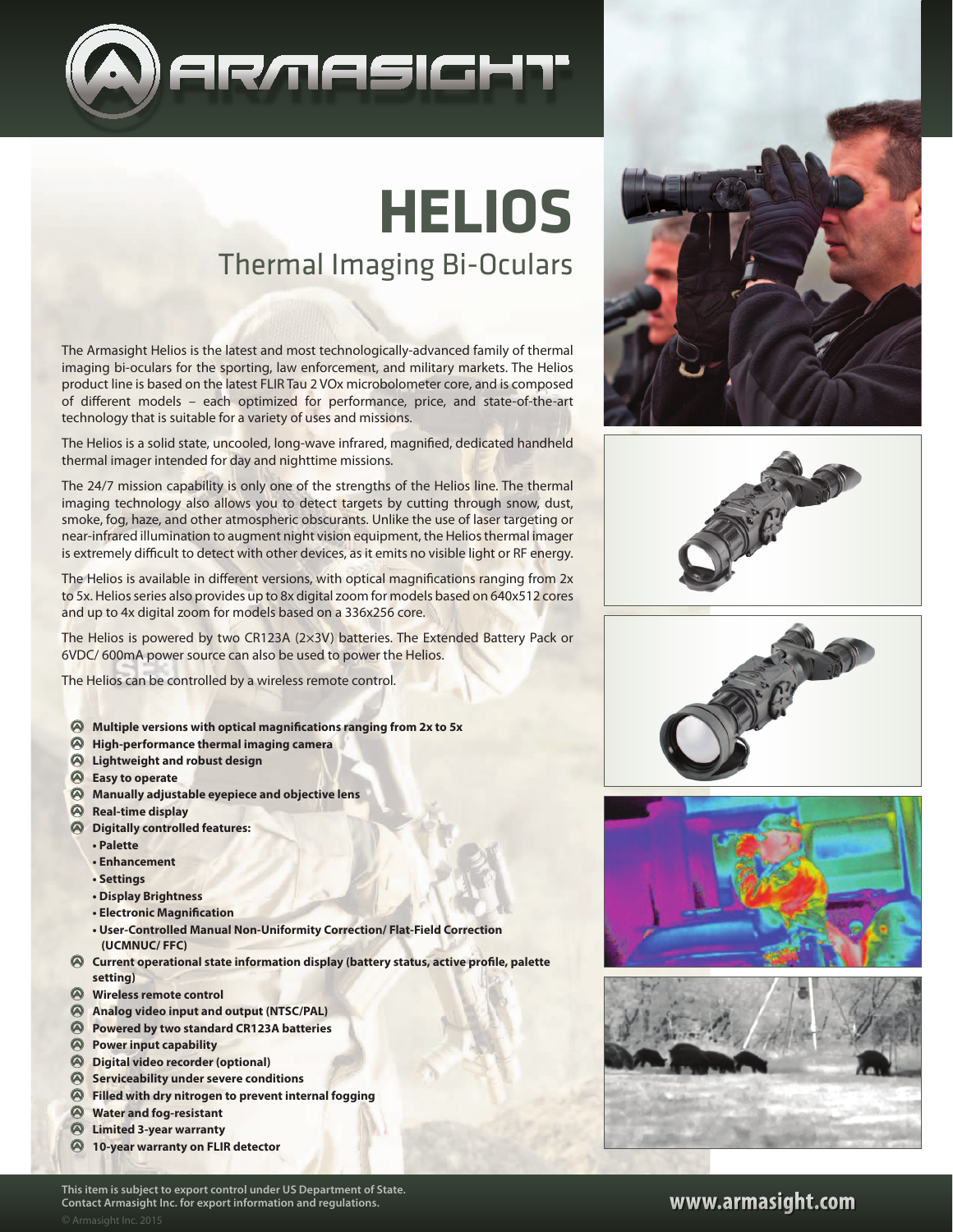# HELIOS

## Thermal Imaging Bi-Oculars

The Armasight Helios is the latest and most technologically-advanced family of thermal imaging bi-oculars for the sporting, law enforcement, and military markets. The Helios product line is based on the latest FLIR Tau 2 VOx microbolometer core, and is composed of different models – each optimized for performance, price, and state-of-the-art technology that is suitable for a variety of uses and missions.

The Helios is a solid state, uncooled, long-wave infrared, magnified, dedicated handheld thermal imager intended for day and nighttime missions.

The 24/7 mission capability is only one of the strengths of the Helios line. The thermal imaging technology also allows you to detect targets by cutting through snow, dust, smoke, fog, haze, and other atmospheric obscurants. Unlike the use of laser targeting or near-infrared illumination to augment night vision equipment, the Helios thermal imager is extremely difficult to detect with other devices, as it emits no visible light or RF energy.

The Helios is available in different versions, with optical magnifications ranging from 2x to 5x. Helios series also provides up to 8x digital zoom for models based on 640x512 cores and up to 4x digital zoom for models based on a 336x256 core.

The Helios is powered by two CR123A (2×3V) batteries. The Extended Battery Pack or 6VDC/ 600mA power source can also be used to power the Helios.

The Helios can be controlled by a wireless remote control.

- **Multiple versions with optical magnifications ranging from 2x to 5x**
- **High-performance thermal imaging camera**
- **Lightweight and robust design**
- **Easy to operate**
- **Manually adjustable eyepiece and objective lens**
- **Real-time display**
- **Digitally controlled features:**
  - **Palette**
  - **Enhancement**
  - **Settings**
  - **Display Brightness**
  - **Electronic Magnification**
  - **User-Controlled Manual Non-Uniformity Correction/ Flat-Field Correction (UCMNUC/ FFC)**
- **Current operational state information display (battery status, active profile, palette setting)**
- **Wireless remote control**
- **Analog video input and output (NTSC/PAL)**
- **Powered by two standard CR123A batteries**
- **Power input capability**
- **Digital video recorder (optional)**
- **Serviceability under severe conditions**
- **Filled with dry nitrogen to prevent internal fogging**
- **Water and fog-resistant**
- **Limited 3-year warranty**
- **10-year warranty on FLIR detector**

**This item is subject to export control under US Department of State. Contact Armasight Inc. for export information and regulations.**

© Armasight Inc. 2015

**www.armasight.com**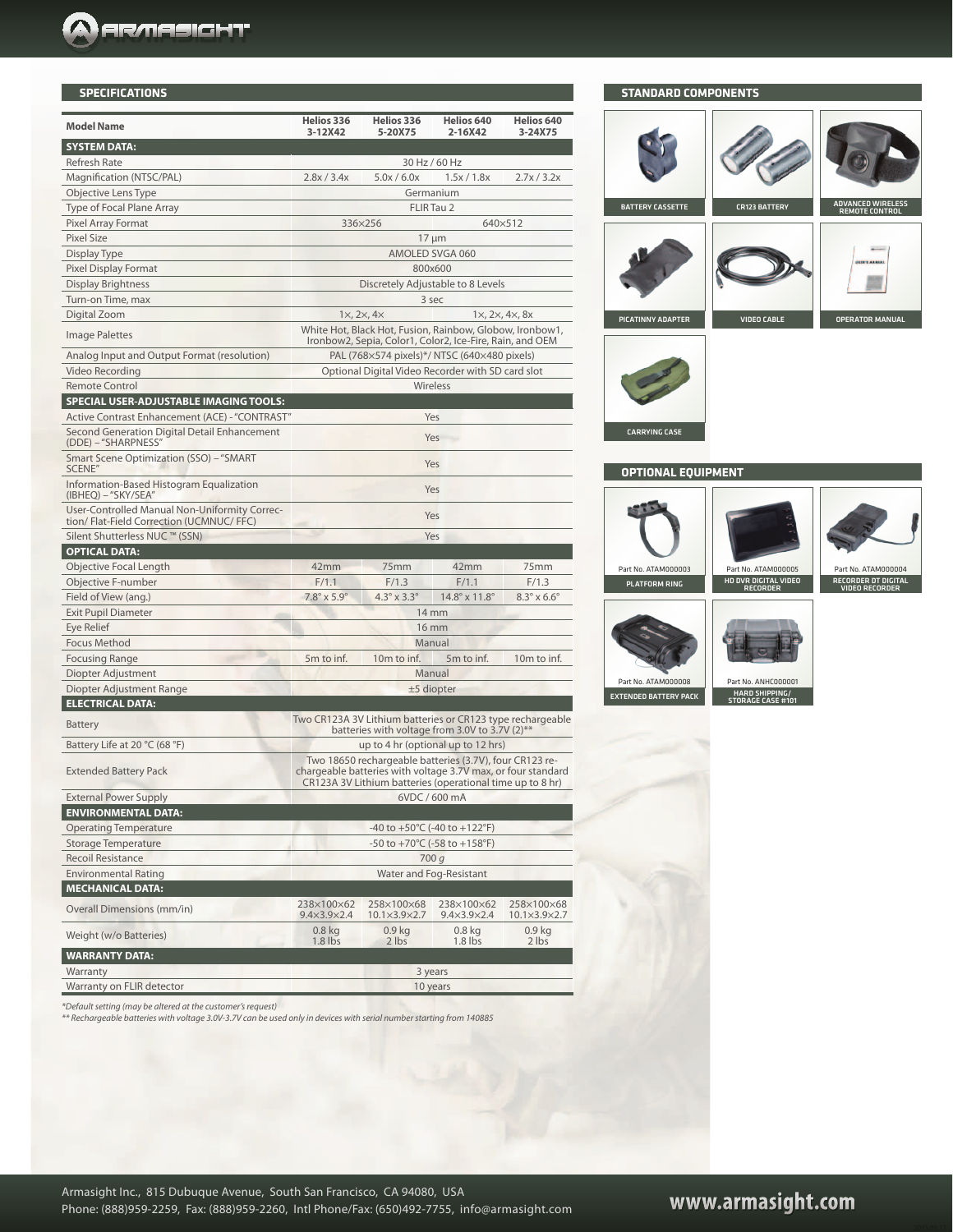## SPECIFICATIONS

| Model Name | Helios 336 3-12X42 | Helios 336 5-20X75 | Helios 640 2-16X42 | Helios 640 3-24X75 |
|---|---|---|---|---|
| **SYSTEM DATA:** | | | | |
| Refresh Rate | 30 Hz / 60 Hz | | | |
| Magnification (NTSC/PAL) | 2.8x / 3.4x | 5.0x / 6.0x | 1.5x / 1.8x | 2.7x / 3.2x |
| Objective Lens Type | Germanium | | | |
| Type of Focal Plane Array | FLIR Tau 2 | | | |
| Pixel Array Format | 336×256 | | 640×512 | |
| Pixel Size | 17 µm | | | |
| Display Type | AMOLED SVGA 060 | | | |
| Pixel Display Format | 800x600 | | | |
| Display Brightness | Discretely Adjustable to 8 Levels | | | |
| Turn-on Time, max | 3 sec | | | |
| Digital Zoom | 1×, 2×, 4× | | 1×, 2×, 4×, 8x | |
| Image Palettes | White Hot, Black Hot, Fusion, Rainbow, Globow, Ironbow1, Ironbow2, Sepia, Color1, Color2, Ice-Fire, Rain, and OEM | | | |
| Analog Input and Output Format (resolution) | PAL (768×574 pixels)*/ NTSC (640×480 pixels) | | | |
| Video Recording | Optional Digital Video Recorder with SD card slot | | | |
| Remote Control | Wireless | | | |
| **SPECIAL USER-ADJUSTABLE IMAGING TOOLS:** | | | | |
| Active Contrast Enhancement (ACE) - "CONTRAST" | Yes | | | |
| Second Generation Digital Detail Enhancement (DDE) – "SHARPNESS" | Yes | | | |
| Smart Scene Optimization (SSO) – "SMART SCENE" | Yes | | | |
| Information-Based Histogram Equalization (IBHEQ) – "SKY/SEA" | Yes | | | |
| User-Controlled Manual Non-Uniformity Correction/ Flat-Field Correction (UCMNUC/ FFC) | Yes | | | |
| Silent Shutterless NUC ™ (SSN) | Yes | | | |
| **OPTICAL DATA:** | | | | |
| Objective Focal Length | 42mm | 75mm | 42mm | 75mm |
| Objective F-number | F/1.1 | F/1.3 | F/1.1 | F/1.3 |
| Field of View (ang.) | 7.8° x 5.9° | 4.3° x 3.3° | 14.8° x 11.8° | 8.3° x 6.6° |
| Exit Pupil Diameter | 14 mm | | | |
| Eye Relief | 16 mm | | | |
| Focus Method | Manual | | | |
| Focusing Range | 5m to inf. | 10m to inf. | 5m to inf. | 10m to inf. |
| Diopter Adjustment | Manual | | | |
| Diopter Adjustment Range | ±5 diopter | | | |
| **ELECTRICAL DATA:** | | | | |
| Battery | Two CR123A 3V Lithium batteries or CR123 type rechargeable batteries with voltage from 3.0V to 3.7V (2)** | | | |
| Battery Life at 20 °C (68 °F) | up to 4 hr (optional up to 12 hrs) | | | |
| Extended Battery Pack | Two 18650 rechargeable batteries (3.7V), four CR123 rechargeable batteries with voltage 3.7V max, or four standard CR123A 3V Lithium batteries (operational time up to 8 hr) | | | |
| External Power Supply | 6VDC / 600 mA | | | |
| **ENVIRONMENTAL DATA:** | | | | |
| Operating Temperature | -40 to +50°C (-40 to +122°F) | | | |
| Storage Temperature | -50 to +70°C (-58 to +158°F) | | | |
| Recoil Resistance | 700 g | | | |
| Environmental Rating | Water and Fog-Resistant | | | |
| **MECHANICAL DATA:** | | | | |
| Overall Dimensions (mm/in) | 238×100×62 9.4×3.9×2.4 | 258×100×68 10.1×3.9×2.7 | 238×100×62 9.4×3.9×2.4 | 258×100×68 10.1×3.9×2.7 |
| Weight (w/o Batteries) | 0.8 kg 1.8 lbs | 0.9 kg 2 lbs | 0.8 kg 1.8 lbs | 0.9 kg 2 lbs |
| **WARRANTY DATA:** | | | | |
| Warranty | 3 years | | | |
| Warranty on FLIR detector | 10 years | | | |

*Default setting (may be altered at the customer's request)

** Rechargeable batteries with voltage 3.0V-3.7V can be used only in devices with serial number starting from 140885

## STANDARD COMPONENTS

BATTERY CASSETTE

CR123 BATTERY

ADVANCED WIRELESS REMOTE CONTROL

PICATINNY ADAPTER

VIDEO CABLE

OPERATOR MANUAL

CARRYING CASE

## OPTIONAL EQUIPMENT

Part No. ATAM000003
PLATFORM RING

Part No. ATAM000005
HD DVR DIGITAL VIDEO RECORDER

Part No. ATAM000004
RECORDER DT DIGITAL VIDEO RECORDER

Part No. ATAM000008
EXTENDED BATTERY PACK

Part No. ANHC000001
HARD SHIPPING/ STORAGE CASE #101

Armasight Inc., 815 Dubuque Avenue, South San Francisco, CA 94080, USA
Phone: (888)959-2259, Fax: (888)959-2260, Intl Phone/Fax: (650)492-7755, info@armasight.com

www.armasight.com